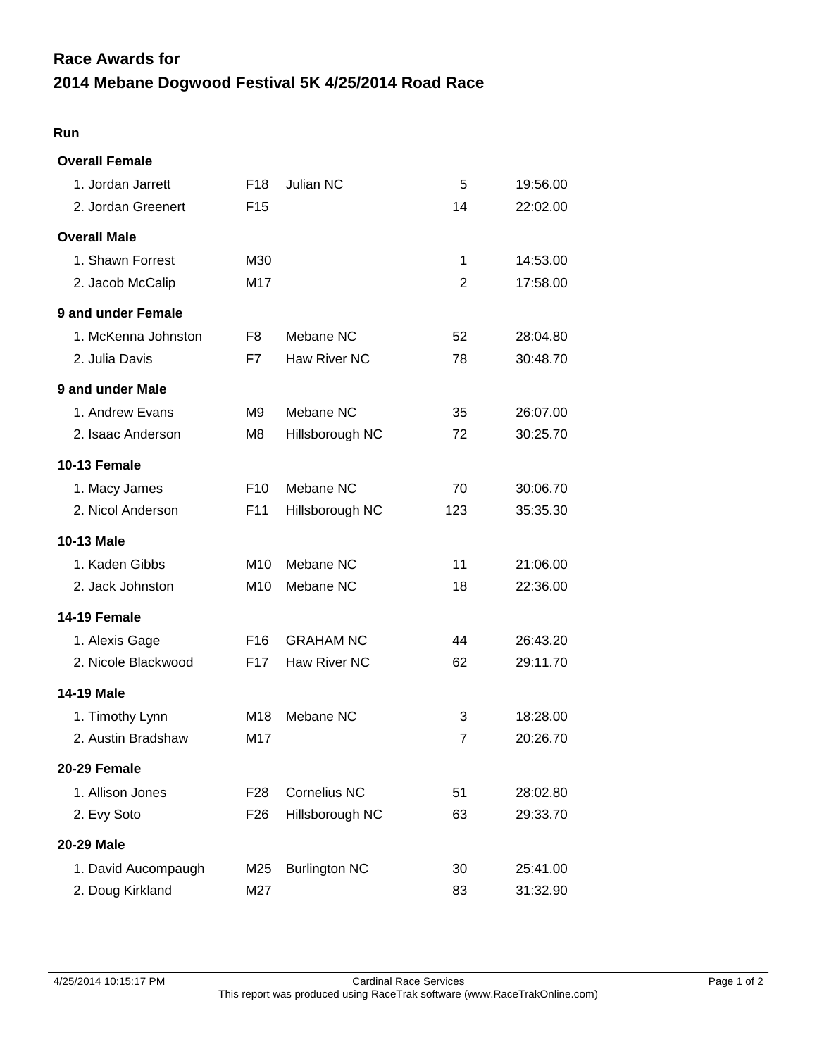# Race Awards for
# 2014 Mebane Dogwood Festival 5K 4/25/2014 Road Race

### Run

**Overall Female**

| | | | | |
|---|---|---|---|---|
| 1. Jordan Jarrett | F18 | Julian NC | 5 | 19:56.00 |
| 2. Jordan Greenert | F15 | | 14 | 22:02.00 |

**Overall Male**

| | | | | |
|---|---|---|---|---|
| 1. Shawn Forrest | M30 | | 1 | 14:53.00 |
| 2. Jacob McCalip | M17 | | 2 | 17:58.00 |

**9 and under Female**

| | | | | |
|---|---|---|---|---|
| 1. McKenna Johnston | F8 | Mebane NC | 52 | 28:04.80 |
| 2. Julia Davis | F7 | Haw River NC | 78 | 30:48.70 |

**9 and under Male**

| | | | | |
|---|---|---|---|---|
| 1. Andrew Evans | M9 | Mebane NC | 35 | 26:07.00 |
| 2. Isaac Anderson | M8 | Hillsborough NC | 72 | 30:25.70 |

**10-13 Female**

| | | | | |
|---|---|---|---|---|
| 1. Macy James | F10 | Mebane NC | 70 | 30:06.70 |
| 2. Nicol Anderson | F11 | Hillsborough NC | 123 | 35:35.30 |

**10-13 Male**

| | | | | |
|---|---|---|---|---|
| 1. Kaden Gibbs | M10 | Mebane NC | 11 | 21:06.00 |
| 2. Jack Johnston | M10 | Mebane NC | 18 | 22:36.00 |

**14-19 Female**

| | | | | |
|---|---|---|---|---|
| 1. Alexis Gage | F16 | GRAHAM NC | 44 | 26:43.20 |
| 2. Nicole Blackwood | F17 | Haw River NC | 62 | 29:11.70 |

**14-19 Male**

| | | | | |
|---|---|---|---|---|
| 1. Timothy Lynn | M18 | Mebane NC | 3 | 18:28.00 |
| 2. Austin Bradshaw | M17 | | 7 | 20:26.70 |

**20-29 Female**

| | | | | |
|---|---|---|---|---|
| 1. Allison Jones | F28 | Cornelius NC | 51 | 28:02.80 |
| 2. Evy Soto | F26 | Hillsborough NC | 63 | 29:33.70 |

**20-29 Male**

| | | | | |
|---|---|---|---|---|
| 1. David Aucompaugh | M25 | Burlington NC | 30 | 25:41.00 |
| 2. Doug Kirkland | M27 | | 83 | 31:32.90 |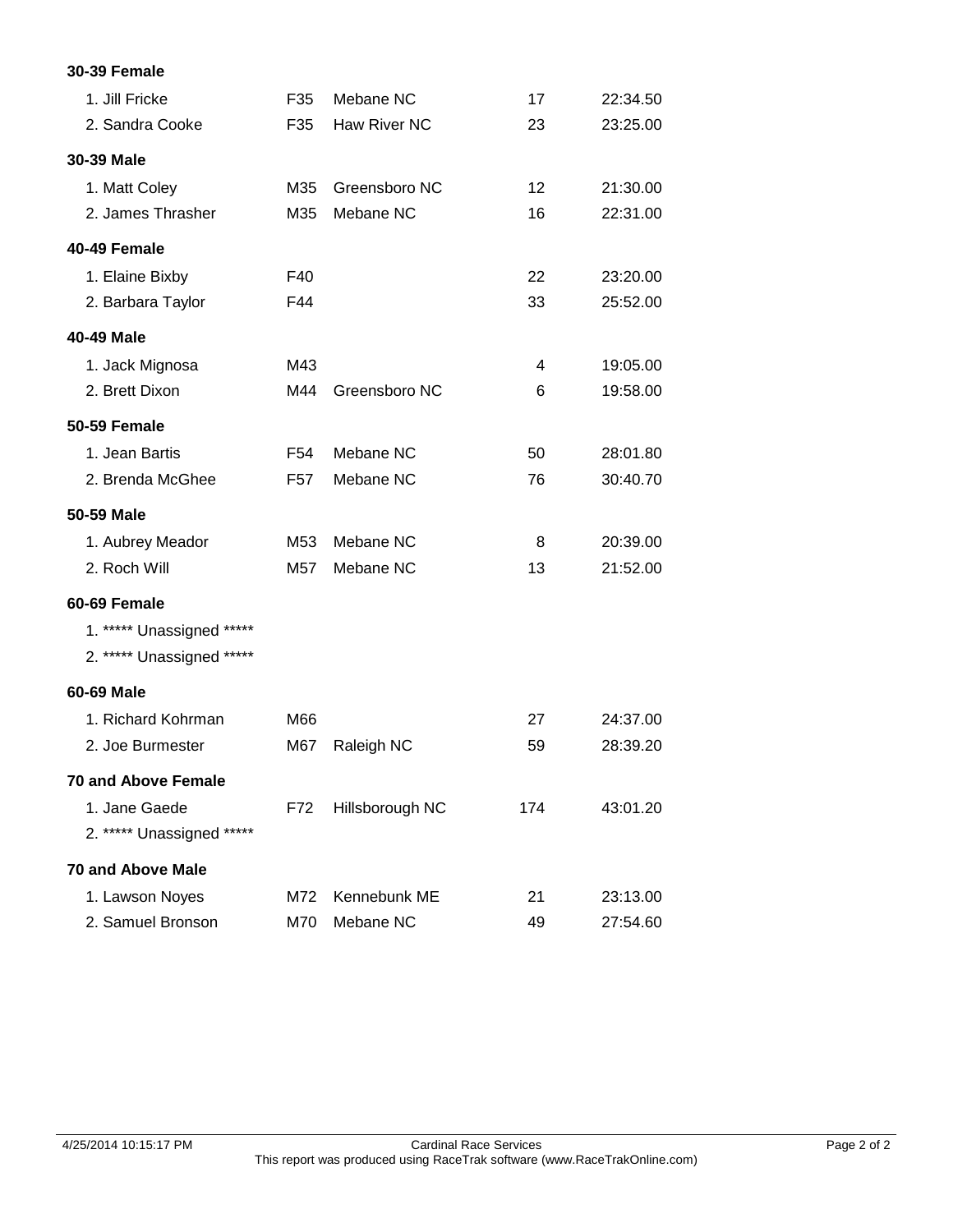**30-39 Female**

| | | | | |
|---|---|---|---|---|
| 1. Jill Fricke | F35 | Mebane NC | 17 | 22:34.50 |
| 2. Sandra Cooke | F35 | Haw River NC | 23 | 23:25.00 |

**30-39 Male**

| | | | | |
|---|---|---|---|---|
| 1. Matt Coley | M35 | Greensboro NC | 12 | 21:30.00 |
| 2. James Thrasher | M35 | Mebane NC | 16 | 22:31.00 |

**40-49 Female**

| | | | | |
|---|---|---|---|---|
| 1. Elaine Bixby | F40 | | 22 | 23:20.00 |
| 2. Barbara Taylor | F44 | | 33 | 25:52.00 |

**40-49 Male**

| | | | | |
|---|---|---|---|---|
| 1. Jack Mignosa | M43 | | 4 | 19:05.00 |
| 2. Brett Dixon | M44 | Greensboro NC | 6 | 19:58.00 |

**50-59 Female**

| | | | | |
|---|---|---|---|---|
| 1. Jean Bartis | F54 | Mebane NC | 50 | 28:01.80 |
| 2. Brenda McGhee | F57 | Mebane NC | 76 | 30:40.70 |

**50-59 Male**

| | | | | |
|---|---|---|---|---|
| 1. Aubrey Meador | M53 | Mebane NC | 8 | 20:39.00 |
| 2. Roch Will | M57 | Mebane NC | 13 | 21:52.00 |

**60-69 Female**

1. ***** Unassigned *****
2. ***** Unassigned *****

**60-69 Male**

| | | | | |
|---|---|---|---|---|
| 1. Richard Kohrman | M66 | | 27 | 24:37.00 |
| 2. Joe Burmester | M67 | Raleigh NC | 59 | 28:39.20 |

**70 and Above Female**

| | | | | |
|---|---|---|---|---|
| 1. Jane Gaede | F72 | Hillsborough NC | 174 | 43:01.20 |
| 2. ***** Unassigned ***** | | | | |

**70 and Above Male**

| | | | | |
|---|---|---|---|---|
| 1. Lawson Noyes | M72 | Kennebunk ME | 21 | 23:13.00 |
| 2. Samuel Bronson | M70 | Mebane NC | 49 | 27:54.60 |

4/25/2014 10:15:17 PM Cardinal Race Services
This report was produced using RaceTrak software (www.RaceTrakOnline.com)